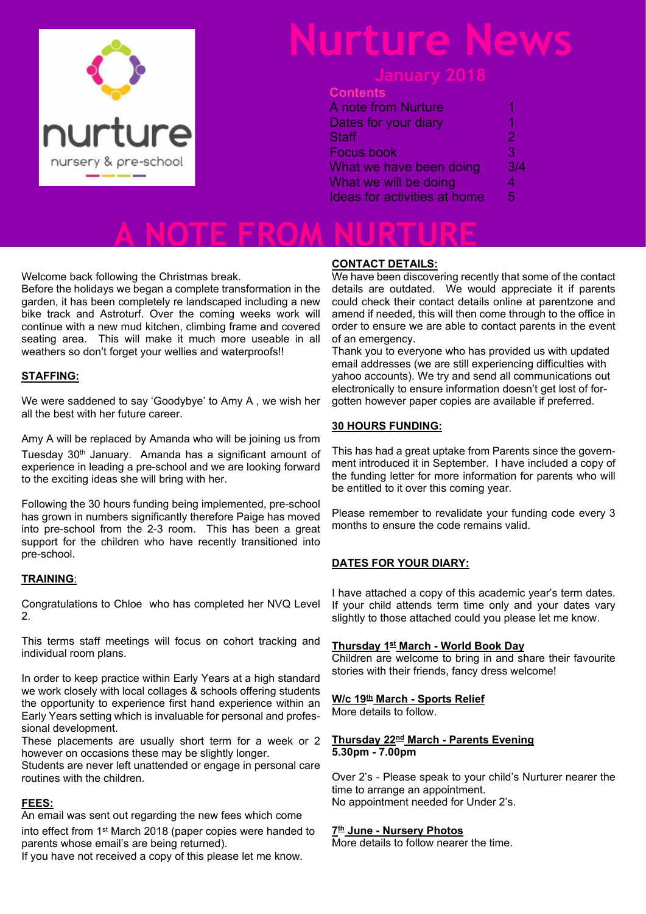nurture

nursery & pre-school

# Nurture News

## January 2018

**Contents**

| | |
|---|---|
| A note from Nurture | 1 |
| Dates for your diary | 1 |
| Staff | 2 |
| Focus book | 3 |
| What we have been doing | 3/4 |
| What we will be doing | 4 |
| Ideas for activities at home | 5 |

# A NOTE FROM NURTURE

Welcome back following the Christmas break.

Before the holidays we began a complete transformation in the garden, it has been completely re landscaped including a new bike track and Astroturf. Over the coming weeks work will continue with a new mud kitchen, climbing frame and covered seating area. This will make it much more useable in all weathers so don't forget your wellies and waterproofs!!

**STAFFING:**

We were saddened to say 'Goodybye' to Amy A , we wish her all the best with her future career.

Amy A will be replaced by Amanda who will be joining us from Tuesday 30th January. Amanda has a significant amount of experience in leading a pre-school and we are looking forward to the exciting ideas she will bring with her.

Following the 30 hours funding being implemented, pre-school has grown in numbers significantly therefore Paige has moved into pre-school from the 2-3 room. This has been a great support for the children who have recently transitioned into pre-school.

**TRAINING**:

Congratulations to Chloe who has completed her NVQ Level 2.

This terms staff meetings will focus on cohort tracking and individual room plans.

In order to keep practice within Early Years at a high standard we work closely with local collages & schools offering students the opportunity to experience first hand experience within an Early Years setting which is invaluable for personal and professional development.

These placements are usually short term for a week or 2 however on occasions these may be slightly longer.

Students are never left unattended or engage in personal care routines with the children.

**FEES:**

An email was sent out regarding the new fees which come into effect from 1st March 2018 (paper copies were handed to parents whose email's are being returned).

If you have not received a copy of this please let me know.

**CONTACT DETAILS:**

We have been discovering recently that some of the contact details are outdated. We would appreciate it if parents could check their contact details online at parentzone and amend if needed, this will then come through to the office in order to ensure we are able to contact parents in the event of an emergency.

Thank you to everyone who has provided us with updated email addresses (we are still experiencing difficulties with yahoo accounts). We try and send all communications out electronically to ensure information doesn't get lost of forgotten however paper copies are available if preferred.

**30 HOURS FUNDING:**

This has had a great uptake from Parents since the government introduced it in September. I have included a copy of the funding letter for more information for parents who will be entitled to it over this coming year.

Please remember to revalidate your funding code every 3 months to ensure the code remains valid.

**DATES FOR YOUR DIARY:**

I have attached a copy of this academic year's term dates. If your child attends term time only and your dates vary slightly to those attached could you please let me know.

**Thursday 1st March - World Book Day**

Children are welcome to bring in and share their favourite stories with their friends, fancy dress welcome!

**W/c 19th March - Sports Relief**

More details to follow.

**Thursday 22nd March - Parents Evening**

**5.30pm - 7.00pm**

Over 2's - Please speak to your child's Nurturer nearer the time to arrange an appointment.

No appointment needed for Under 2's.

**7th June - Nursery Photos**

More details to follow nearer the time.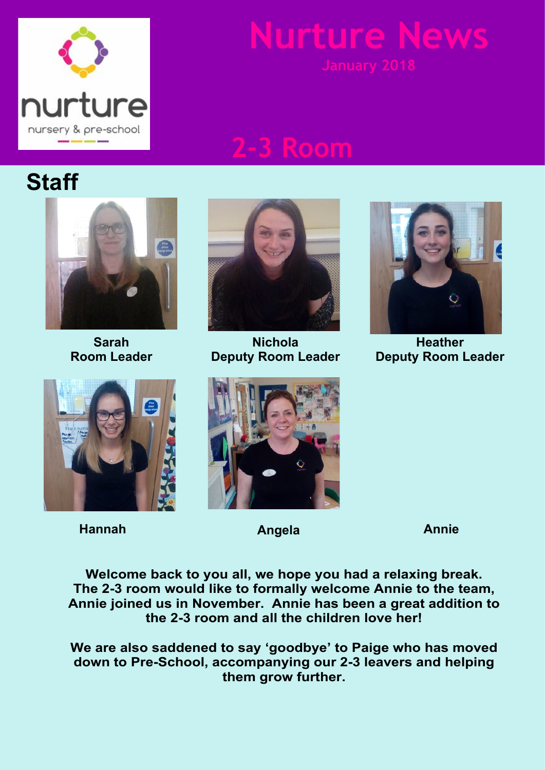# Nurture News

January 2018

## 2-3 Room

## Staff

**Sarah**
**Room Leader**

**Nichola**
**Deputy Room Leader**

**Heather**
**Deputy Room Leader**

**Hannah**

**Angela**

**Annie**

**Welcome back to you all, we hope you had a relaxing break. The 2-3 room would like to formally welcome Annie to the team, Annie joined us in November. Annie has been a great addition to the 2-3 room and all the children love her!**

**We are also saddened to say 'goodbye' to Paige who has moved down to Pre-School, accompanying our 2-3 leavers and helping them grow further.**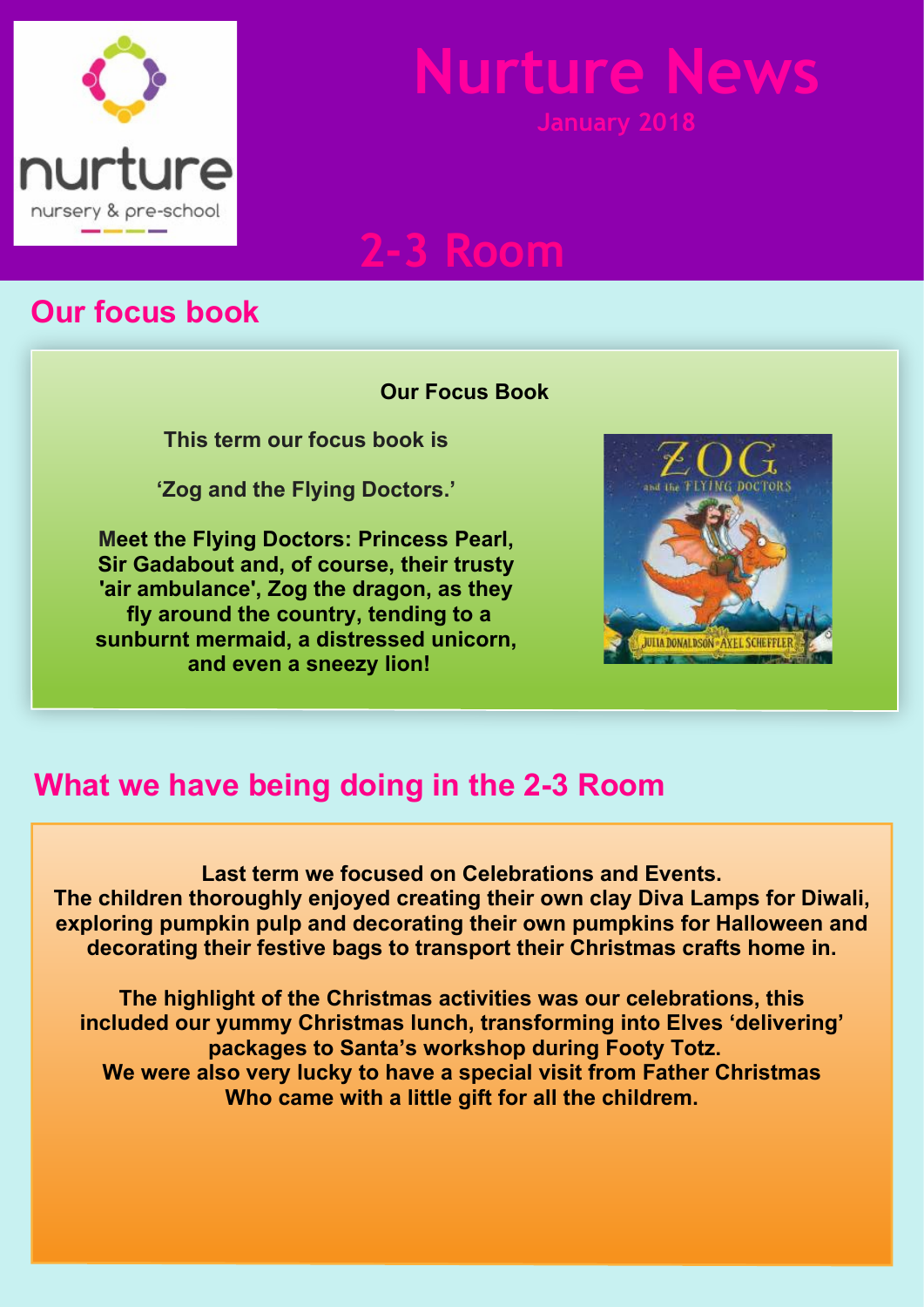# Nurture News

January 2018

## 2-3 Room

## Our focus book

**Our Focus Book**

**This term our focus book is**

**'Zog and the Flying Doctors.'**

**Meet the Flying Doctors: Princess Pearl, Sir Gadabout and, of course, their trusty 'air ambulance', Zog the dragon, as they fly around the country, tending to a sunburnt mermaid, a distressed unicorn, and even a sneezy lion!**

## What we have being doing in the 2-3 Room

**Last term we focused on Celebrations and Events.**
**The children thoroughly enjoyed creating their own clay Diva Lamps for Diwali, exploring pumpkin pulp and decorating their own pumpkins for Halloween and decorating their festive bags to transport their Christmas crafts home in.**

**The highlight of the Christmas activities was our celebrations, this included our yummy Christmas lunch, transforming into Elves 'delivering' packages to Santa's workshop during Footy Totz.**
**We were also very lucky to have a special visit from Father Christmas Who came with a little gift for all the childrem.**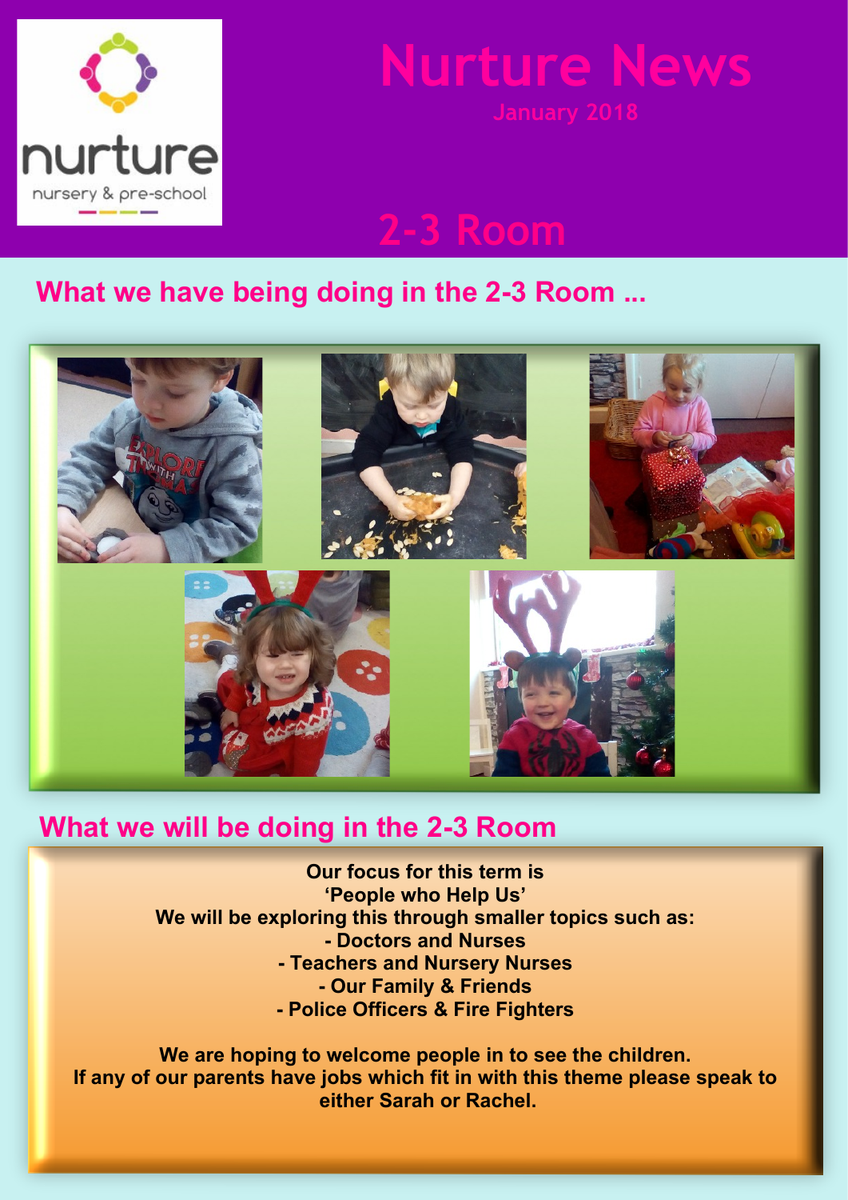# Nurture News

January 2018

## 2-3 Room

### What we have being doing in the 2-3 Room ...

### What we will be doing in the 2-3 Room

**Our focus for this term is**
**'People who Help Us'**
**We will be exploring this through smaller topics such as:**
**- Doctors and Nurses**
**- Teachers and Nursery Nurses**
**- Our Family & Friends**
**- Police Officers & Fire Fighters**

**We are hoping to welcome people in to see the children.**
**If any of our parents have jobs which fit in with this theme please speak to either Sarah or Rachel.**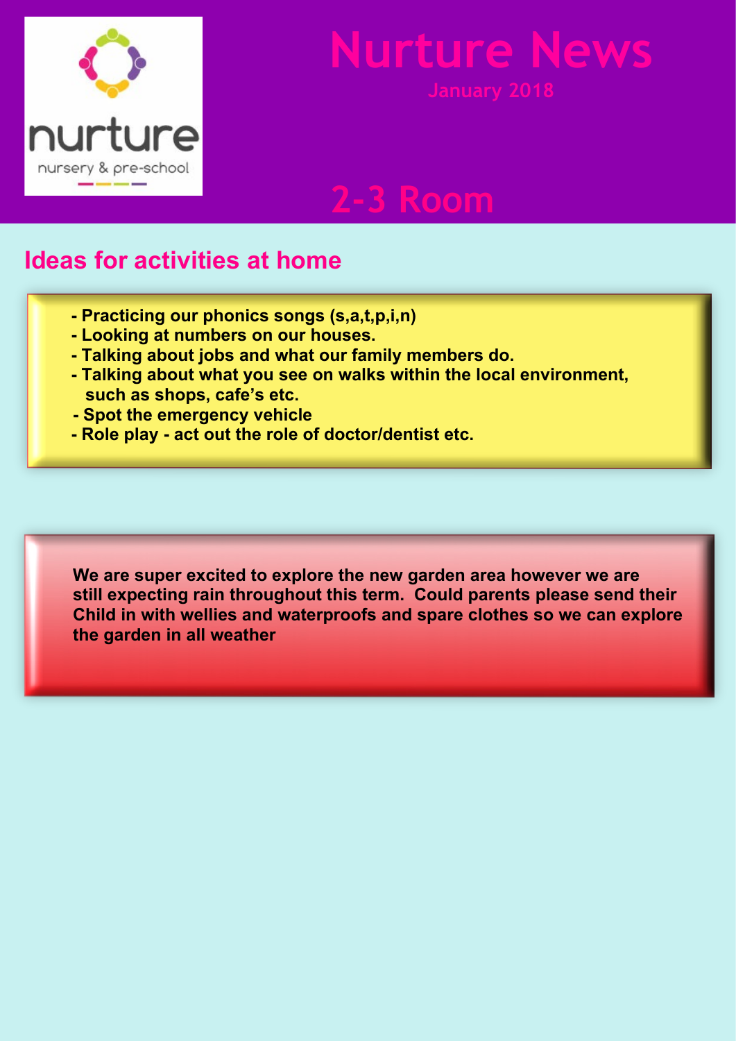nurture

nursery & pre-school

# Nurture News

January 2018

## 2-3 Room

## Ideas for activities at home

- **Practicing our phonics songs (s,a,t,p,i,n)**
- **Looking at numbers on our houses.**
- **Talking about jobs and what our family members do.**
- **Talking about what you see on walks within the local environment, such as shops, cafe's etc.**
- **Spot the emergency vehicle**
- **Role play - act out the role of doctor/dentist etc.**

**We are super excited to explore the new garden area however we are still expecting rain throughout this term. Could parents please send their Child in with wellies and waterproofs and spare clothes so we can explore the garden in all weather**